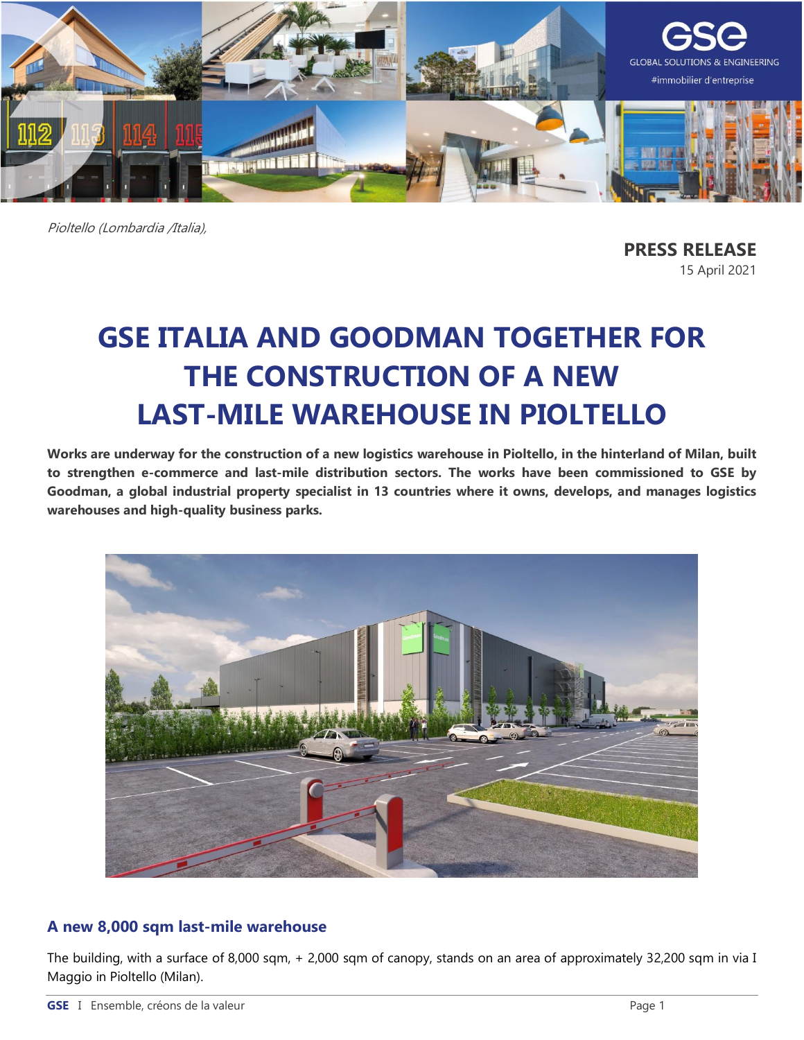*Pioltello (Lombardia /Italia),*

**PRESS RELEASE**
15 April 2021

# GSE ITALIA AND GOODMAN TOGETHER FOR THE CONSTRUCTION OF A NEW LAST-MILE WAREHOUSE IN PIOLTELLO

**Works are underway for the construction of a new logistics warehouse in Pioltello, in the hinterland of Milan, built to strengthen e-commerce and last-mile distribution sectors. The works have been commissioned to GSE by Goodman, a global industrial property specialist in 13 countries where it owns, develops, and manages logistics warehouses and high-quality business parks.**

## A new 8,000 sqm last-mile warehouse

The building, with a surface of 8,000 sqm, + 2,000 sqm of canopy, stands on an area of approximately 32,200 sqm in via I Maggio in Pioltello (Milan).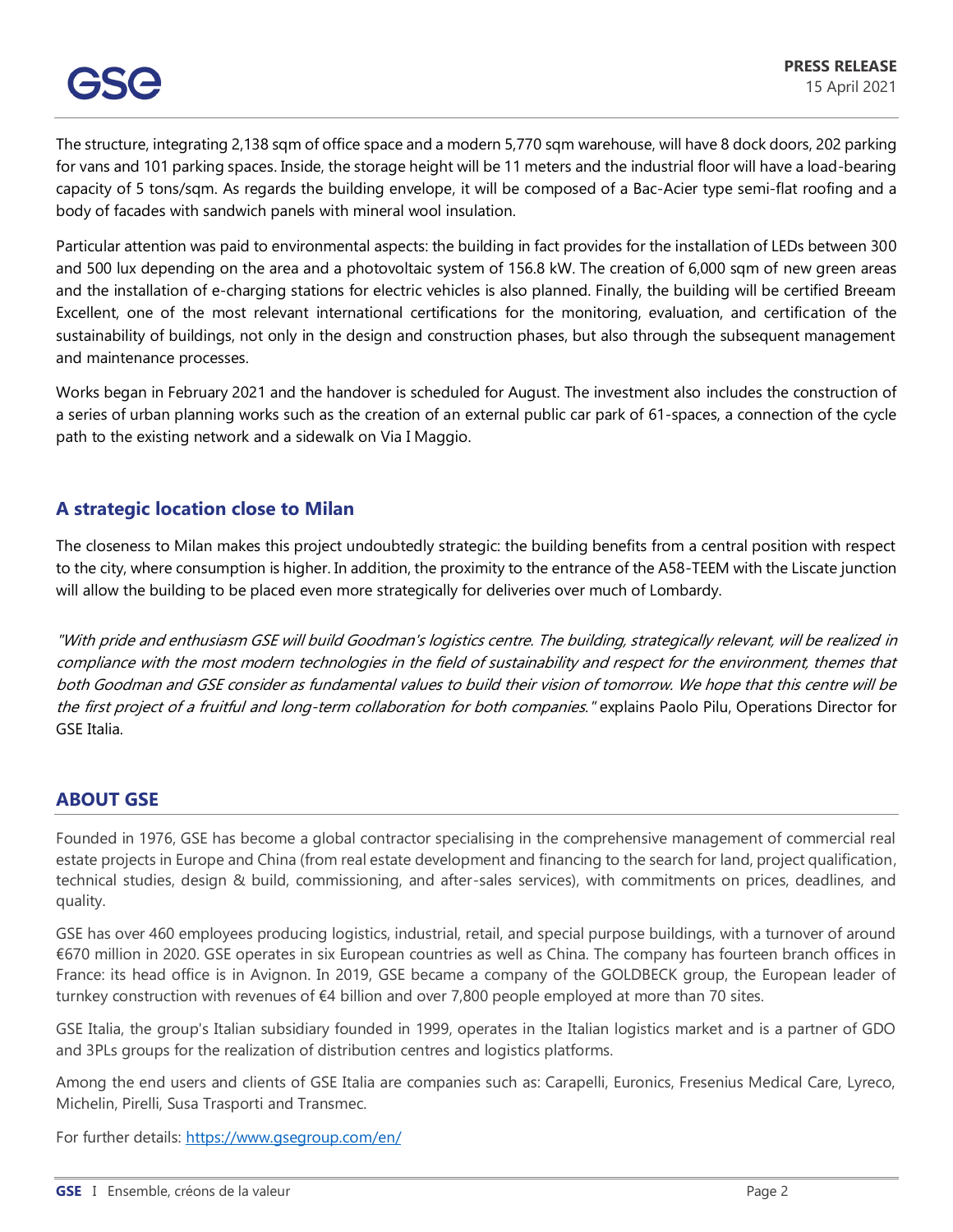The structure, integrating 2,138 sqm of office space and a modern 5,770 sqm warehouse, will have 8 dock doors, 202 parking for vans and 101 parking spaces. Inside, the storage height will be 11 meters and the industrial floor will have a load-bearing capacity of 5 tons/sqm. As regards the building envelope, it will be composed of a Bac-Acier type semi-flat roofing and a body of facades with sandwich panels with mineral wool insulation.

Particular attention was paid to environmental aspects: the building in fact provides for the installation of LEDs between 300 and 500 lux depending on the area and a photovoltaic system of 156.8 kW. The creation of 6,000 sqm of new green areas and the installation of e-charging stations for electric vehicles is also planned. Finally, the building will be certified Breeam Excellent, one of the most relevant international certifications for the monitoring, evaluation, and certification of the sustainability of buildings, not only in the design and construction phases, but also through the subsequent management and maintenance processes.

Works began in February 2021 and the handover is scheduled for August. The investment also includes the construction of a series of urban planning works such as the creation of an external public car park of 61-spaces, a connection of the cycle path to the existing network and a sidewalk on Via I Maggio.

## A strategic location close to Milan

The closeness to Milan makes this project undoubtedly strategic: the building benefits from a central position with respect to the city, where consumption is higher. In addition, the proximity to the entrance of the A58-TEEM with the Liscate junction will allow the building to be placed even more strategically for deliveries over much of Lombardy.

*"With pride and enthusiasm GSE will build Goodman's logistics centre. The building, strategically relevant, will be realized in compliance with the most modern technologies in the field of sustainability and respect for the environment, themes that both Goodman and GSE consider as fundamental values to build their vision of tomorrow. We hope that this centre will be the first project of a fruitful and long-term collaboration for both companies."* explains Paolo Pilu, Operations Director for GSE Italia.

## ABOUT GSE

Founded in 1976, GSE has become a global contractor specialising in the comprehensive management of commercial real estate projects in Europe and China (from real estate development and financing to the search for land, project qualification, technical studies, design & build, commissioning, and after-sales services), with commitments on prices, deadlines, and quality.

GSE has over 460 employees producing logistics, industrial, retail, and special purpose buildings, with a turnover of around €670 million in 2020. GSE operates in six European countries as well as China. The company has fourteen branch offices in France: its head office is in Avignon. In 2019, GSE became a company of the GOLDBECK group, the European leader of turnkey construction with revenues of €4 billion and over 7,800 people employed at more than 70 sites.

GSE Italia, the group's Italian subsidiary founded in 1999, operates in the Italian logistics market and is a partner of GDO and 3PLs groups for the realization of distribution centres and logistics platforms.

Among the end users and clients of GSE Italia are companies such as: Carapelli, Euronics, Fresenius Medical Care, Lyreco, Michelin, Pirelli, Susa Trasporti and Transmec.

For further details: https://www.gsegroup.com/en/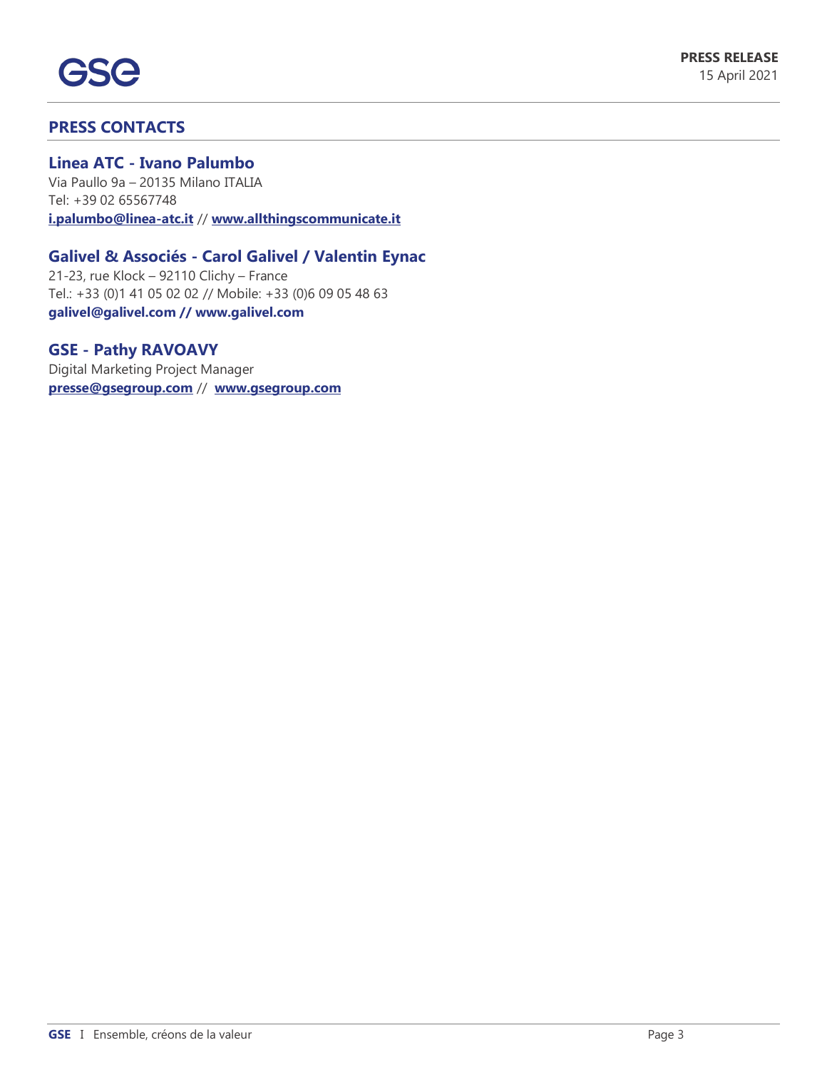## PRESS CONTACTS

### Linea ATC - Ivano Palumbo

Via Paullo 9a – 20135 Milano ITALIA
Tel: +39 02 65567748
**i.palumbo@linea-atc.it** // **www.allthingscommunicate.it**

### Galivel & Associés - Carol Galivel / Valentin Eynac

21-23, rue Klock – 92110 Clichy – France
Tel.: +33 (0)1 41 05 02 02 // Mobile: +33 (0)6 09 05 48 63
**galivel@galivel.com // www.galivel.com**

### GSE - Pathy RAVOAVY

Digital Marketing Project Manager
**presse@gsegroup.com** // **www.gsegroup.com**